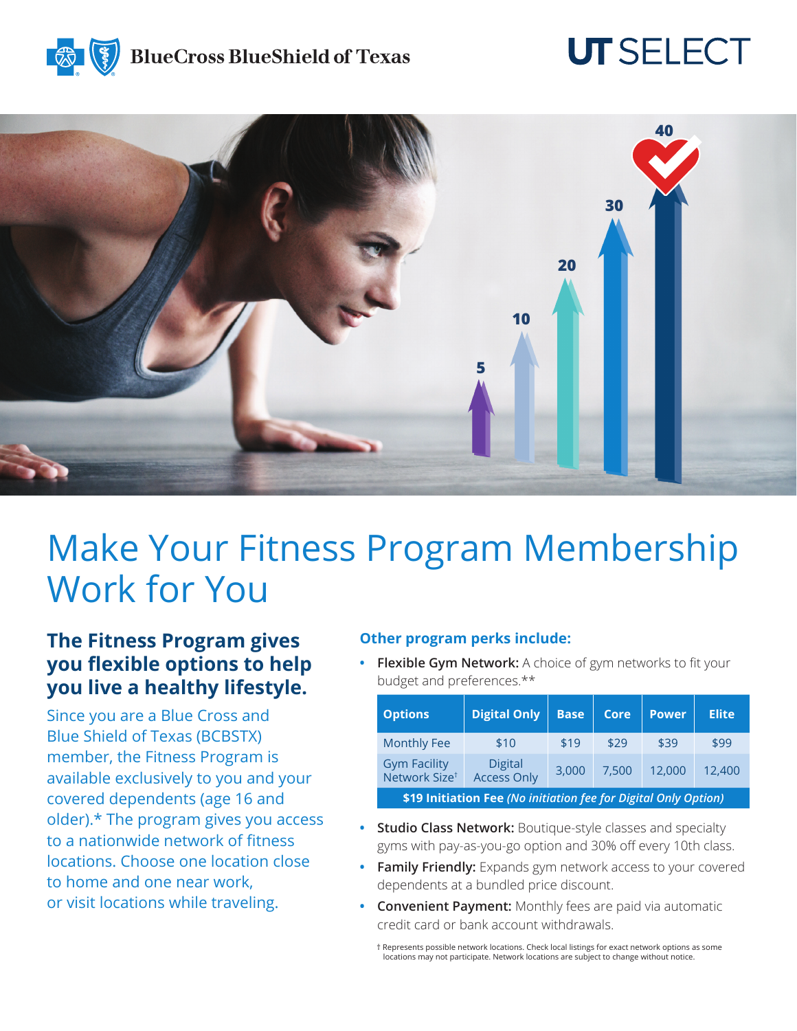BlueCross BlueShield of Texas

UT SELECT

# Make Your Fitness Program Membership Work for You

## The Fitness Program gives you flexible options to help you live a healthy lifestyle.

Since you are a Blue Cross and Blue Shield of Texas (BCBSTX) member, the Fitness Program is available exclusively to you and your covered dependents (age 16 and older).* The program gives you access to a nationwide network of fitness locations. Choose one location close to home and one near work, or visit locations while traveling.

### Other program perks include:

- **Flexible Gym Network:** A choice of gym networks to fit your budget and preferences.**

| Options | Digital Only | Base | Core | Power | Elite |
|---|---|---|---|---|---|
| Monthly Fee | $10 | $19 | $29 | $39 | $99 |
| Gym Facility Network Size† | Digital Access Only | 3,000 | 7,500 | 12,000 | 12,400 |
| **$19 Initiation Fee** ***(No initiation fee for Digital Only Option)*** | | | | | |

- **Studio Class Network:** Boutique-style classes and specialty gyms with pay-as-you-go option and 30% off every 10th class.
- **Family Friendly:** Expands gym network access to your covered dependents at a bundled price discount.
- **Convenient Payment:** Monthly fees are paid via automatic credit card or bank account withdrawals.

† Represents possible network locations. Check local listings for exact network options as some locations may not participate. Network locations are subject to change without notice.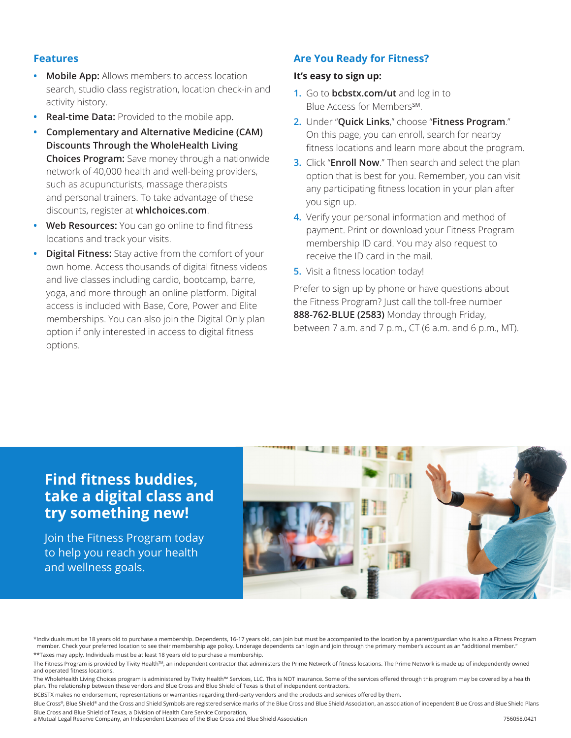## Features

- **Mobile App:** Allows members to access location search, studio class registration, location check-in and activity history.
- **Real-time Data:** Provided to the mobile app.
- **Complementary and Alternative Medicine (CAM) Discounts Through the WholeHealth Living Choices Program:** Save money through a nationwide network of 40,000 health and well-being providers, such as acupuncturists, massage therapists and personal trainers. To take advantage of these discounts, register at **whlchoices.com**.
- **Web Resources:** You can go online to find fitness locations and track your visits.
- **Digital Fitness:** Stay active from the comfort of your own home. Access thousands of digital fitness videos and live classes including cardio, bootcamp, barre, yoga, and more through an online platform. Digital access is included with Base, Core, Power and Elite memberships. You can also join the Digital Only plan option if only interested in access to digital fitness options.

## Are You Ready for Fitness?

**It's easy to sign up:**

1. Go to **bcbstx.com/ut** and log in to Blue Access for Members℠.
2. Under "**Quick Links**," choose "**Fitness Program**." On this page, you can enroll, search for nearby fitness locations and learn more about the program.
3. Click "**Enroll Now**." Then search and select the plan option that is best for you. Remember, you can visit any participating fitness location in your plan after you sign up.
4. Verify your personal information and method of payment. Print or download your Fitness Program membership ID card. You may also request to receive the ID card in the mail.
5. Visit a fitness location today!

Prefer to sign up by phone or have questions about the Fitness Program? Just call the toll-free number **888-762-BLUE (2583)** Monday through Friday, between 7 a.m. and 7 p.m., CT (6 a.m. and 6 p.m., MT).

## Find fitness buddies, take a digital class and try something new!

Join the Fitness Program today to help you reach your health and wellness goals.

*Individuals must be 18 years old to purchase a membership. Dependents, 16-17 years old, can join but must be accompanied to the location by a parent/guardian who is also a Fitness Program member. Check your preferred location to see their membership age policy. Underage dependents can login and join through the primary member's account as an "additional member."

**Taxes may apply. Individuals must be at least 18 years old to purchase a membership.

The Fitness Program is provided by Tivity Health™, an independent contractor that administers the Prime Network of fitness locations. The Prime Network is made up of independently owned and operated fitness locations.

The WholeHealth Living Choices program is administered by Tivity Health™ Services, LLC. This is NOT insurance. Some of the services offered through this program may be covered by a health plan. The relationship between these vendors and Blue Cross and Blue Shield of Texas is that of independent contractors.

BCBSTX makes no endorsement, representations or warranties regarding third-party vendors and the products and services offered by them.

Blue Cross®, Blue Shield® and the Cross and Shield Symbols are registered service marks of the Blue Cross and Blue Shield Association, an association of independent Blue Cross and Blue Shield Plans

Blue Cross and Blue Shield of Texas, a Division of Health Care Service Corporation, a Mutual Legal Reserve Company, an Independent Licensee of the Blue Cross and Blue Shield Association

756058.0421